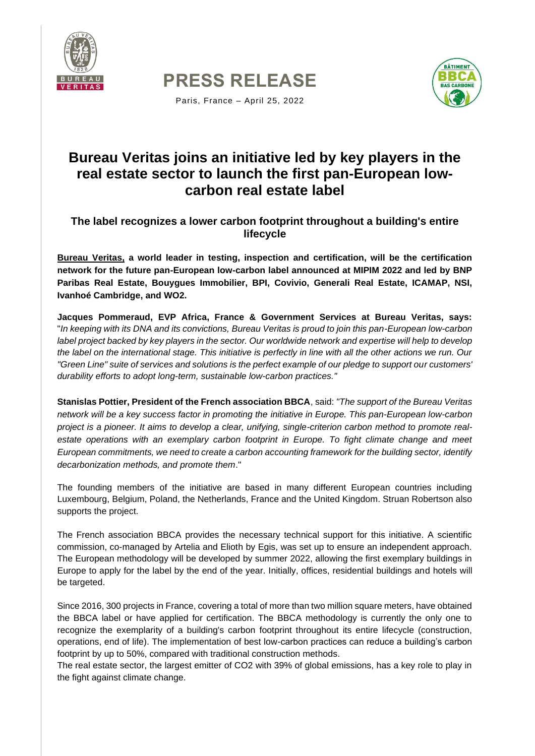# PRESS RELEASE

Paris, France – April 25, 2022

## Bureau Veritas joins an initiative led by key players in the real estate sector to launch the first pan-European low-carbon real estate label

### The label recognizes a lower carbon footprint throughout a building's entire lifecycle

**Bureau Veritas, a world leader in testing, inspection and certification, will be the certification network for the future pan-European low-carbon label announced at MIPIM 2022 and led by BNP Paribas Real Estate, Bouygues Immobilier, BPI, Covivio, Generali Real Estate, ICAMAP, NSI, Ivanhoé Cambridge, and WO2.**

**Jacques Pommeraud, EVP Africa, France & Government Services at Bureau Veritas, says:** "*In keeping with its DNA and its convictions, Bureau Veritas is proud to join this pan-European low-carbon label project backed by key players in the sector. Our worldwide network and expertise will help to develop the label on the international stage. This initiative is perfectly in line with all the other actions we run. Our "Green Line" suite of services and solutions is the perfect example of our pledge to support our customers' durability efforts to adopt long-term, sustainable low-carbon practices."*

**Stanislas Pottier, President of the French association BBCA**, said: *"The support of the Bureau Veritas network will be a key success factor in promoting the initiative in Europe. This pan-European low-carbon project is a pioneer. It aims to develop a clear, unifying, single-criterion carbon method to promote real-estate operations with an exemplary carbon footprint in Europe. To fight climate change and meet European commitments, we need to create a carbon accounting framework for the building sector, identify decarbonization methods, and promote them*."

The founding members of the initiative are based in many different European countries including Luxembourg, Belgium, Poland, the Netherlands, France and the United Kingdom. Struan Robertson also supports the project.

The French association BBCA provides the necessary technical support for this initiative. A scientific commission, co-managed by Artelia and Elioth by Egis, was set up to ensure an independent approach. The European methodology will be developed by summer 2022, allowing the first exemplary buildings in Europe to apply for the label by the end of the year. Initially, offices, residential buildings and hotels will be targeted.

Since 2016, 300 projects in France, covering a total of more than two million square meters, have obtained the BBCA label or have applied for certification. The BBCA methodology is currently the only one to recognize the exemplarity of a building's carbon footprint throughout its entire lifecycle (construction, operations, end of life). The implementation of best low-carbon practices can reduce a building's carbon footprint by up to 50%, compared with traditional construction methods.

The real estate sector, the largest emitter of $CO_2$ with 39% of global emissions, has a key role to play in the fight against climate change.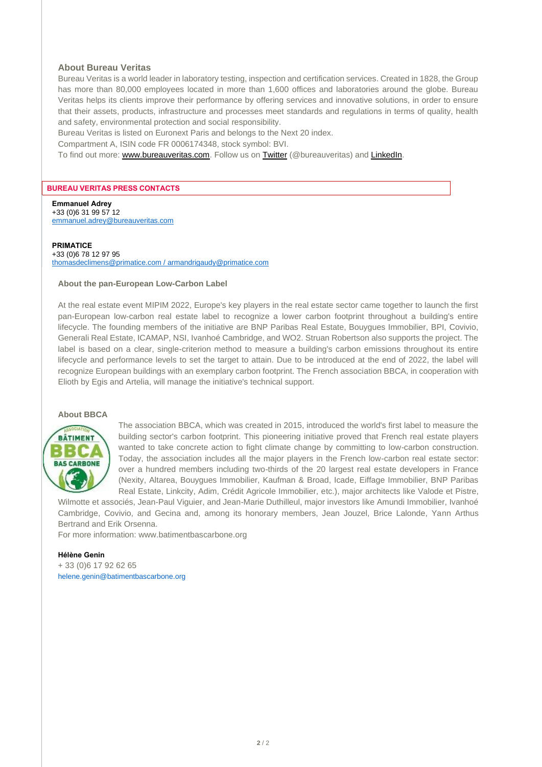## About Bureau Veritas

Bureau Veritas is a world leader in laboratory testing, inspection and certification services. Created in 1828, the Group has more than 80,000 employees located in more than 1,600 offices and laboratories around the globe. Bureau Veritas helps its clients improve their performance by offering services and innovative solutions, in order to ensure that their assets, products, infrastructure and processes meet standards and regulations in terms of quality, health and safety, environmental protection and social responsibility.

Bureau Veritas is listed on Euronext Paris and belongs to the Next 20 index.

Compartment A, ISIN code FR 0006174348, stock symbol: BVI.

To find out more: www.bureauveritas.com. Follow us on Twitter (@bureauveritas) and LinkedIn.

**BUREAU VERITAS PRESS CONTACTS**

**Emmanuel Adrey**
+33 (0)6 31 99 57 12
emmanuel.adrey@bureauveritas.com

**PRIMATICE**
+33 (0)6 78 12 97 95
thomasdeclimens@primatice.com / armandrigaudy@primatice.com

### About the pan-European Low-Carbon Label

At the real estate event MIPIM 2022, Europe's key players in the real estate sector came together to launch the first pan-European low-carbon real estate label to recognize a lower carbon footprint throughout a building's entire lifecycle. The founding members of the initiative are BNP Paribas Real Estate, Bouygues Immobilier, BPI, Covivio, Generali Real Estate, ICAMAP, NSI, Ivanhoé Cambridge, and WO2. Struan Robertson also supports the project. The label is based on a clear, single-criterion method to measure a building's carbon emissions throughout its entire lifecycle and performance levels to set the target to attain. Due to be introduced at the end of 2022, the label will recognize European buildings with an exemplary carbon footprint. The French association BBCA, in cooperation with Elioth by Egis and Artelia, will manage the initiative's technical support.

### About BBCA

The association BBCA, which was created in 2015, introduced the world's first label to measure the building sector's carbon footprint. This pioneering initiative proved that French real estate players wanted to take concrete action to fight climate change by committing to low-carbon construction. Today, the association includes all the major players in the French low-carbon real estate sector: over a hundred members including two-thirds of the 20 largest real estate developers in France (Nexity, Altarea, Bouygues Immobilier, Kaufman & Broad, Icade, Eiffage Immobilier, BNP Paribas Real Estate, Linkcity, Adim, Crédit Agricole Immobilier, etc.), major architects like Valode et Pistre, Wilmotte et associés, Jean-Paul Viguier, and Jean-Marie Duthilleul, major investors like Amundi Immobilier, Ivanhoé Cambridge, Covivio, and Gecina and, among its honorary members, Jean Jouzel, Brice Lalonde, Yann Arthus Bertrand and Erik Orsenna.

For more information: www.batimentbascarbone.org

**Hélène Genin**
+ 33 (0)6 17 92 62 65
helene.genin@batimentbascarbone.org